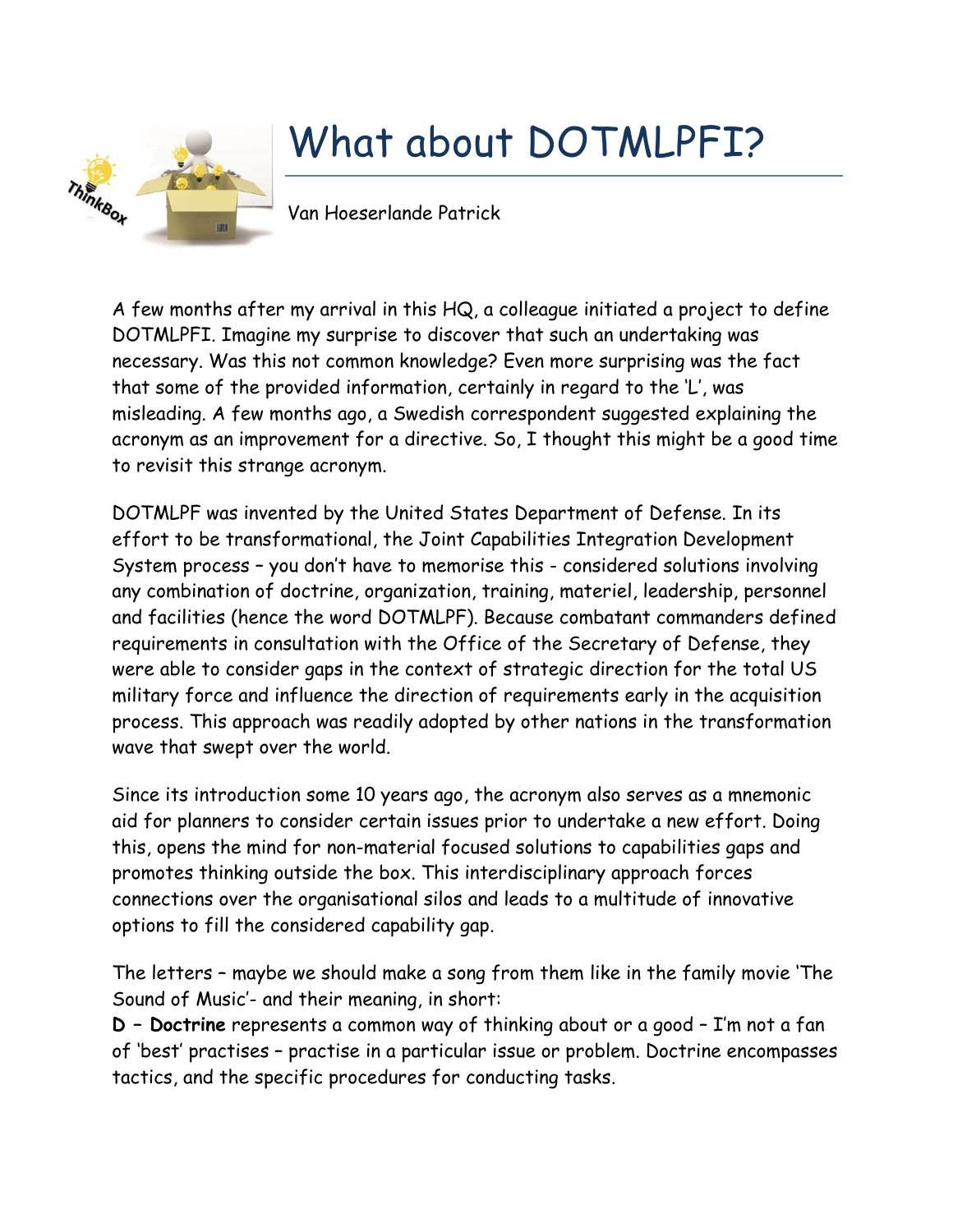# What about DOTMLPFI?

Van Hoeserlande Patrick

A few months after my arrival in this HQ, a colleague initiated a project to define DOTMLPFI. Imagine my surprise to discover that such an undertaking was necessary. Was this not common knowledge? Even more surprising was the fact that some of the provided information, certainly in regard to the 'L', was misleading. A few months ago, a Swedish correspondent suggested explaining the acronym as an improvement for a directive. So, I thought this might be a good time to revisit this strange acronym.

DOTMLPF was invented by the United States Department of Defense. In its effort to be transformational, the Joint Capabilities Integration Development System process – you don't have to memorise this - considered solutions involving any combination of doctrine, organization, training, materiel, leadership, personnel and facilities (hence the word DOTMLPF). Because combatant commanders defined requirements in consultation with the Office of the Secretary of Defense, they were able to consider gaps in the context of strategic direction for the total US military force and influence the direction of requirements early in the acquisition process. This approach was readily adopted by other nations in the transformation wave that swept over the world.

Since its introduction some 10 years ago, the acronym also serves as a mnemonic aid for planners to consider certain issues prior to undertake a new effort. Doing this, opens the mind for non-material focused solutions to capabilities gaps and promotes thinking outside the box. This interdisciplinary approach forces connections over the organisational silos and leads to a multitude of innovative options to fill the considered capability gap.

The letters – maybe we should make a song from them like in the family movie 'The Sound of Music'- and their meaning, in short:

**D – Doctrine** represents a common way of thinking about or a good – I'm not a fan of 'best' practises – practise in a particular issue or problem. Doctrine encompasses tactics, and the specific procedures for conducting tasks.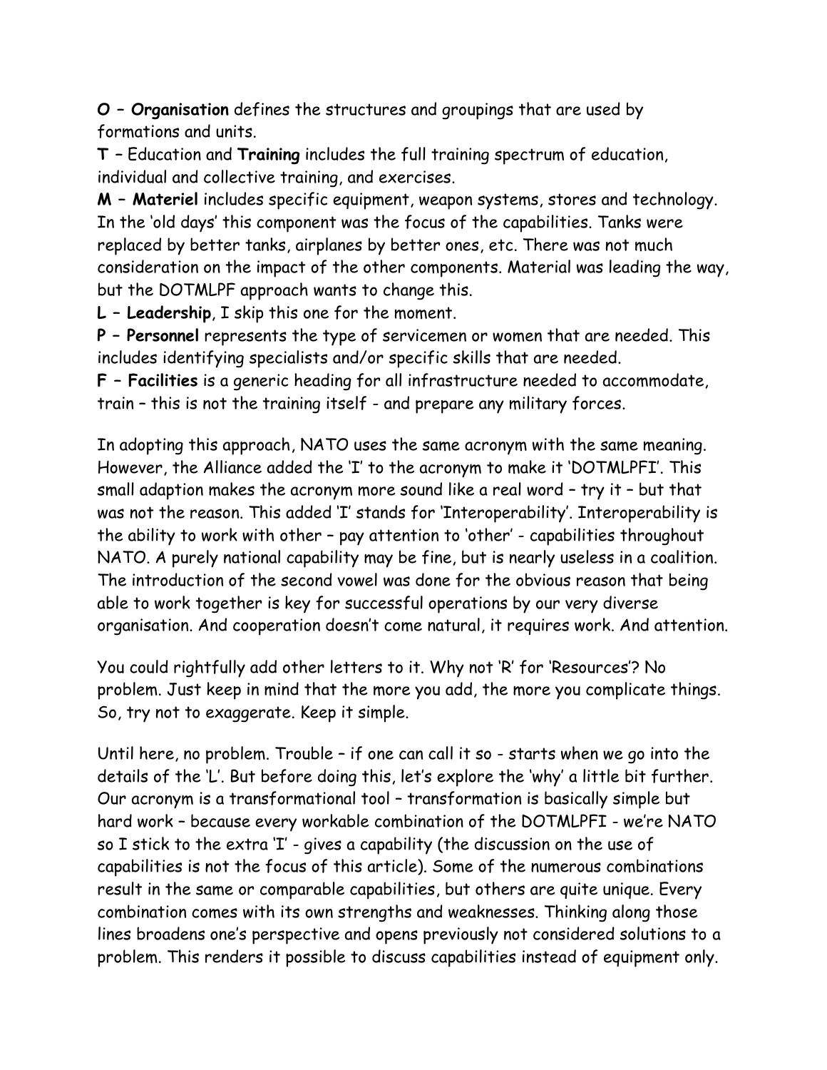**O – Organisation** defines the structures and groupings that are used by formations and units.

**T** – Education and **Training** includes the full training spectrum of education, individual and collective training, and exercises.

**M – Materiel** includes specific equipment, weapon systems, stores and technology. In the 'old days' this component was the focus of the capabilities. Tanks were replaced by better tanks, airplanes by better ones, etc. There was not much consideration on the impact of the other components. Material was leading the way, but the DOTMLPF approach wants to change this.

**L – Leadership**, I skip this one for the moment.

**P – Personnel** represents the type of servicemen or women that are needed. This includes identifying specialists and/or specific skills that are needed.

**F – Facilities** is a generic heading for all infrastructure needed to accommodate, train – this is not the training itself - and prepare any military forces.

In adopting this approach, NATO uses the same acronym with the same meaning. However, the Alliance added the 'I' to the acronym to make it 'DOTMLPFI'. This small adaption makes the acronym more sound like a real word – try it – but that was not the reason. This added 'I' stands for 'Interoperability'. Interoperability is the ability to work with other – pay attention to 'other' - capabilities throughout NATO. A purely national capability may be fine, but is nearly useless in a coalition. The introduction of the second vowel was done for the obvious reason that being able to work together is key for successful operations by our very diverse organisation. And cooperation doesn't come natural, it requires work. And attention.

You could rightfully add other letters to it. Why not 'R' for 'Resources'? No problem. Just keep in mind that the more you add, the more you complicate things. So, try not to exaggerate. Keep it simple.

Until here, no problem. Trouble – if one can call it so - starts when we go into the details of the 'L'. But before doing this, let's explore the 'why' a little bit further. Our acronym is a transformational tool – transformation is basically simple but hard work – because every workable combination of the DOTMLPFI - we're NATO so I stick to the extra 'I' - gives a capability (the discussion on the use of capabilities is not the focus of this article). Some of the numerous combinations result in the same or comparable capabilities, but others are quite unique. Every combination comes with its own strengths and weaknesses. Thinking along those lines broadens one's perspective and opens previously not considered solutions to a problem. This renders it possible to discuss capabilities instead of equipment only.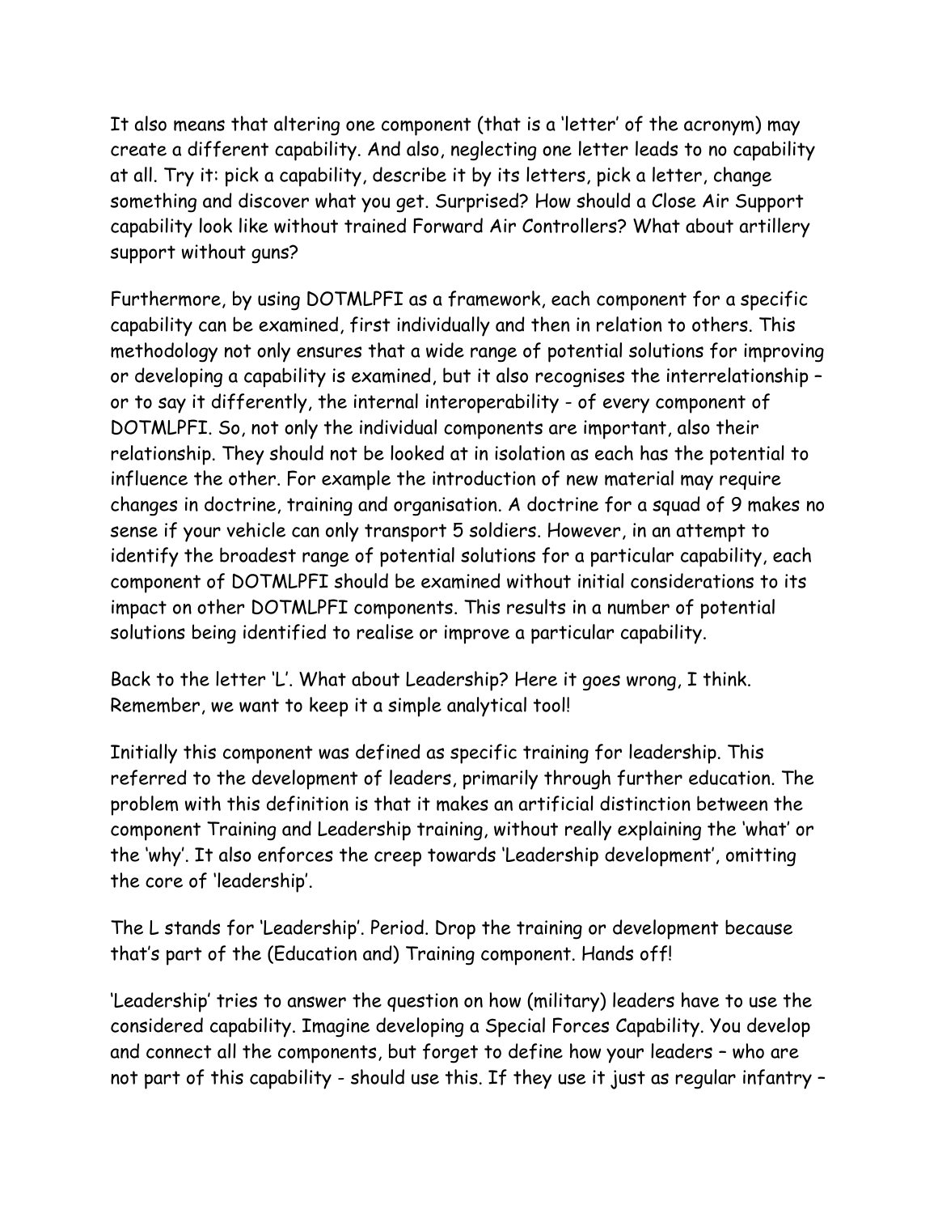It also means that altering one component (that is a 'letter' of the acronym) may create a different capability. And also, neglecting one letter leads to no capability at all. Try it: pick a capability, describe it by its letters, pick a letter, change something and discover what you get. Surprised? How should a Close Air Support capability look like without trained Forward Air Controllers? What about artillery support without guns?

Furthermore, by using DOTMLPFI as a framework, each component for a specific capability can be examined, first individually and then in relation to others. This methodology not only ensures that a wide range of potential solutions for improving or developing a capability is examined, but it also recognises the interrelationship – or to say it differently, the internal interoperability - of every component of DOTMLPFI. So, not only the individual components are important, also their relationship. They should not be looked at in isolation as each has the potential to influence the other. For example the introduction of new material may require changes in doctrine, training and organisation. A doctrine for a squad of 9 makes no sense if your vehicle can only transport 5 soldiers. However, in an attempt to identify the broadest range of potential solutions for a particular capability, each component of DOTMLPFI should be examined without initial considerations to its impact on other DOTMLPFI components. This results in a number of potential solutions being identified to realise or improve a particular capability.

Back to the letter 'L'. What about Leadership? Here it goes wrong, I think. Remember, we want to keep it a simple analytical tool!

Initially this component was defined as specific training for leadership. This referred to the development of leaders, primarily through further education. The problem with this definition is that it makes an artificial distinction between the component Training and Leadership training, without really explaining the 'what' or the 'why'. It also enforces the creep towards 'Leadership development', omitting the core of 'leadership'.

The L stands for 'Leadership'. Period. Drop the training or development because that's part of the (Education and) Training component. Hands off!

'Leadership' tries to answer the question on how (military) leaders have to use the considered capability. Imagine developing a Special Forces Capability. You develop and connect all the components, but forget to define how your leaders – who are not part of this capability - should use this. If they use it just as regular infantry –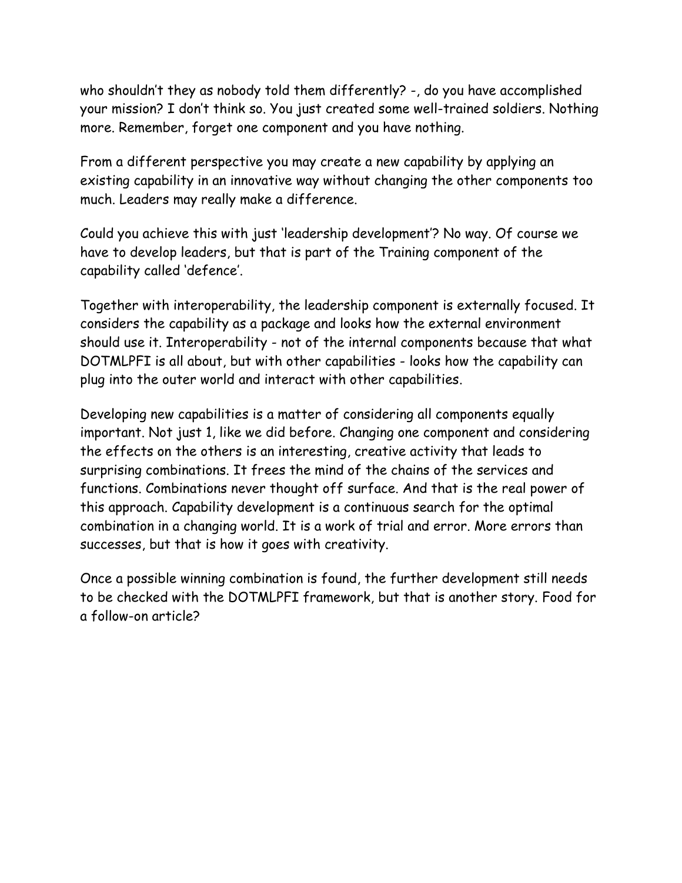who shouldn't they as nobody told them differently? -, do you have accomplished your mission? I don't think so. You just created some well-trained soldiers. Nothing more. Remember, forget one component and you have nothing.

From a different perspective you may create a new capability by applying an existing capability in an innovative way without changing the other components too much. Leaders may really make a difference.

Could you achieve this with just 'leadership development'? No way. Of course we have to develop leaders, but that is part of the Training component of the capability called 'defence'.

Together with interoperability, the leadership component is externally focused. It considers the capability as a package and looks how the external environment should use it. Interoperability - not of the internal components because that what DOTMLPFI is all about, but with other capabilities - looks how the capability can plug into the outer world and interact with other capabilities.

Developing new capabilities is a matter of considering all components equally important. Not just 1, like we did before. Changing one component and considering the effects on the others is an interesting, creative activity that leads to surprising combinations. It frees the mind of the chains of the services and functions. Combinations never thought off surface. And that is the real power of this approach. Capability development is a continuous search for the optimal combination in a changing world. It is a work of trial and error. More errors than successes, but that is how it goes with creativity.

Once a possible winning combination is found, the further development still needs to be checked with the DOTMLPFI framework, but that is another story. Food for a follow-on article?